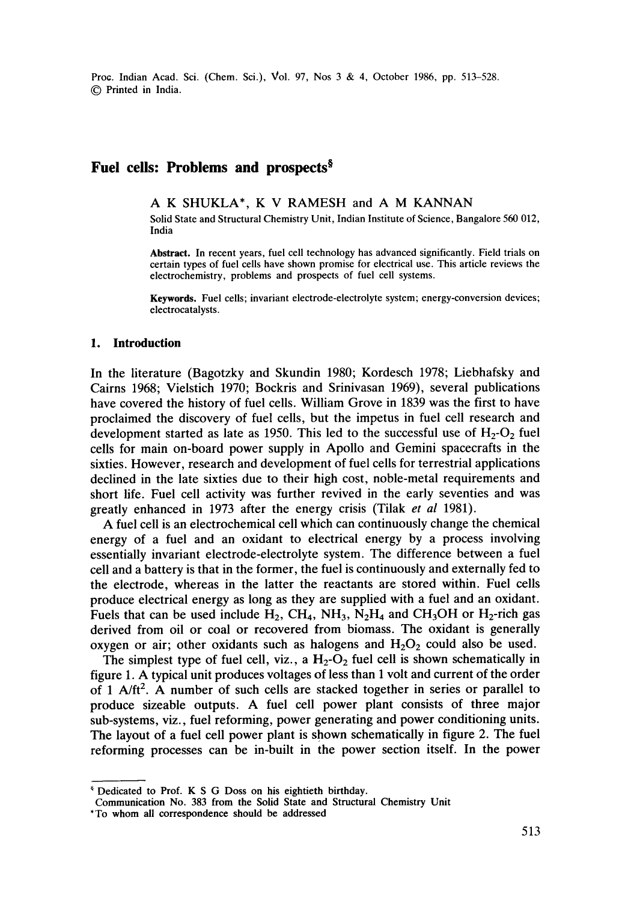# Fuel cells: Problems and prospects[§]

A K SHUKLA*, K V RAMESH and A M KANNAN

Solid State and Structural Chemistry Unit, Indian Institute of Science, Bangalore 560 012, India

**Abstract.** In recent years, fuel cell technology has advanced significantly. Field trials on certain types of fuel cells have shown promise for electrical use. This article reviews the electrochemistry, problems and prospects of fuel cell systems.

**Keywords.** Fuel cells; invariant electrode-electrolyte system; energy-conversion devices; electrocatalysts.

## 1. Introduction

In the literature (Bagotzky and Skundin 1980; Kordesch 1978; Liebhafsky and Cairns 1968; Vielstich 1970; Bockris and Srinivasan 1969), several publications have covered the history of fuel cells. William Grove in 1839 was the first to have proclaimed the discovery of fuel cells, but the impetus in fuel cell research and development started as late as 1950. This led to the successful use of $H_2$-$O_2$ fuel cells for main on-board power supply in Apollo and Gemini spacecrafts in the sixties. However, research and development of fuel cells for terrestrial applications declined in the late sixties due to their high cost, noble-metal requirements and short life. Fuel cell activity was further revived in the early seventies and was greatly enhanced in 1973 after the energy crisis (Tilak *et al* 1981).

A fuel cell is an electrochemical cell which can continuously change the chemical energy of a fuel and an oxidant to electrical energy by a process involving essentially invariant electrode-electrolyte system. The difference between a fuel cell and a battery is that in the former, the fuel is continuously and externally fed to the electrode, whereas in the latter the reactants are stored within. Fuel cells produce electrical energy as long as they are supplied with a fuel and an oxidant. Fuels that can be used include $H_2$, $CH_4$, $NH_3$, $N_2H_4$ and $CH_3OH$ or $H_2$-rich gas derived from oil or coal or recovered from biomass. The oxidant is generally oxygen or air; other oxidants such as halogens and $H_2O_2$ could also be used.

The simplest type of fuel cell, viz., a $H_2$-$O_2$ fuel cell is shown schematically in figure 1. A typical unit produces voltages of less than 1 volt and current of the order of 1 A/ft$^2$. A number of such cells are stacked together in series or parallel to produce sizeable outputs. A fuel cell power plant consists of three major sub-systems, viz., fuel reforming, power generating and power conditioning units. The layout of a fuel cell power plant is shown schematically in figure 2. The fuel reforming processes can be in-built in the power section itself. In the power

---

[§] Dedicated to Prof. K S G Doss on his eightieth birthday.
Communication No. 383 from the Solid State and Structural Chemistry Unit
*To whom all correspondence should be addressed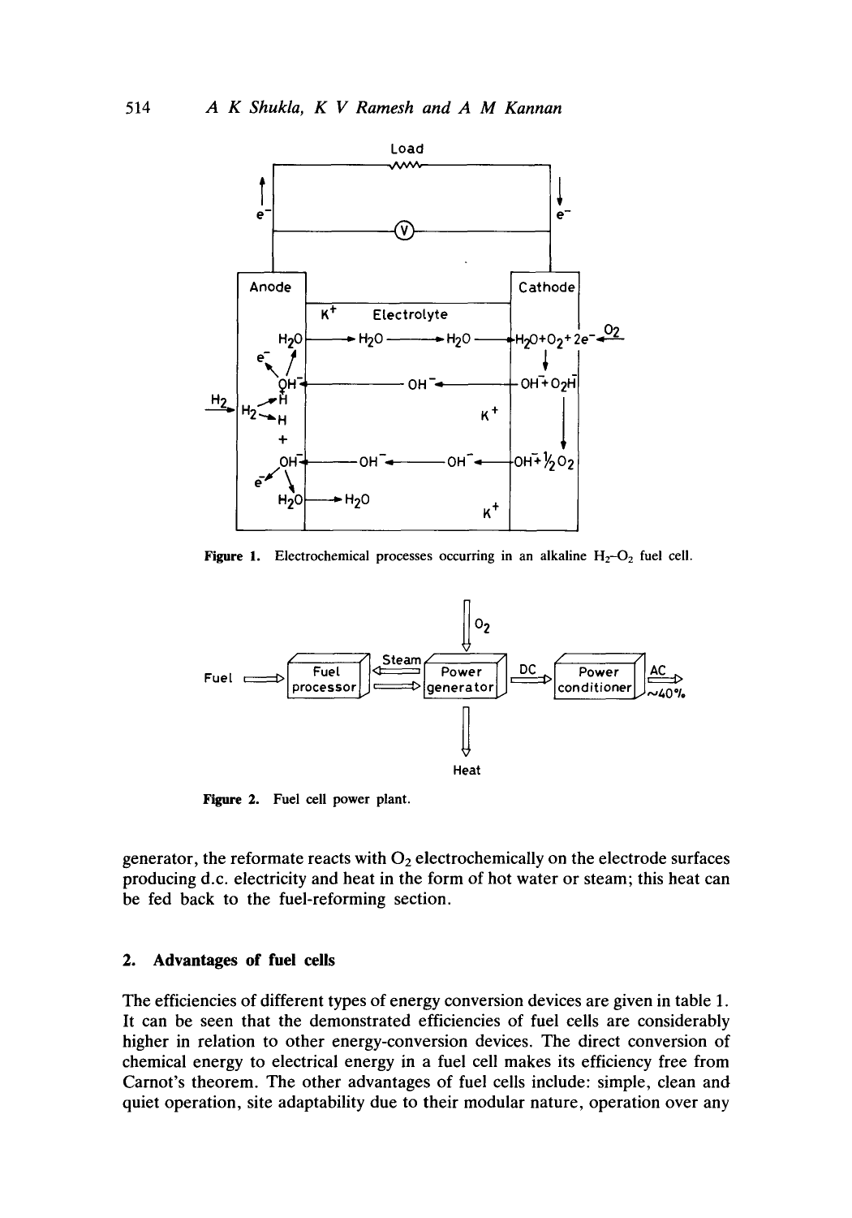Load

$e^-$

$e^-$

V

Anode

Cathode

$K^+$ Electrolyte

$H_2O$ → $H_2O$ → $H_2O$ → $H_2O + O_2 + 2e^-$ ← $O_2$

$OH^-$ ← $OH^-$ ← $OH^- + O_2H^-$

$H_2$ → $H_2$ → H + H

$K^+$

$OH^-$ ← $OH^-$ ← $OH^-$ ← $OH^- + \frac{1}{2}O_2$

$H_2O$ → $H_2O$

$K^+$

**Figure 1.** Electrochemical processes occurring in an alkaline $H_2$–$O_2$ fuel cell.

$O_2$

Fuel

Fuel processor

Steam

Power generator

DC

Power conditioner

AC

~40%

Heat

**Figure 2.** Fuel cell power plant.

generator, the reformate reacts with $O_2$ electrochemically on the electrode surfaces producing d.c. electricity and heat in the form of hot water or steam; this heat can be fed back to the fuel-reforming section.

## 2. Advantages of fuel cells

The efficiencies of different types of energy conversion devices are given in table 1. It can be seen that the demonstrated efficiencies of fuel cells are considerably higher in relation to other energy-conversion devices. The direct conversion of chemical energy to electrical energy in a fuel cell makes its efficiency free from Carnot's theorem. The other advantages of fuel cells include: simple, clean and quiet operation, site adaptability due to their modular nature, operation over any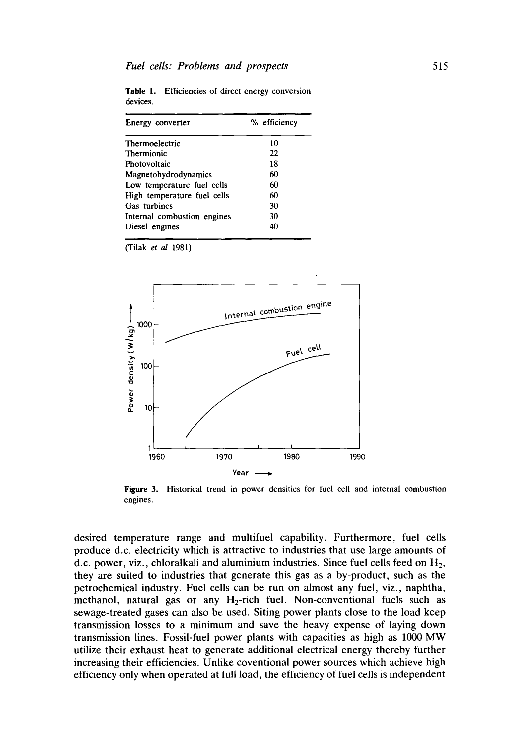**Table 1.** Efficiencies of direct energy conversion devices.

| Energy converter | % efficiency |
|---|---|
| Thermoelectric | 10 |
| Thermionic | 22 |
| Photovoltaic | 18 |
| Magnetohydrodynamics | 60 |
| Low temperature fuel cells | 60 |
| High temperature fuel cells | 60 |
| Gas turbines | 30 |
| Internal combustion engines | 30 |
| Diesel engines | 40 |

(Tilak *et al* 1981)

Internal combustion engine

Fuel cell

Power density (W/kg)

1000

100

10

1

1960

1970

1980

1990

Year

**Figure 3.** Historical trend in power densities for fuel cell and internal combustion engines.

desired temperature range and multifuel capability. Furthermore, fuel cells produce d.c. electricity which is attractive to industries that use large amounts of d.c. power, viz., chloralkali and aluminium industries. Since fuel cells feed on $H_2$, they are suited to industries that generate this gas as a by-product, such as the petrochemical industry. Fuel cells can be run on almost any fuel, viz., naphtha, methanol, natural gas or any $H_2$-rich fuel. Non-conventional fuels such as sewage-treated gases can also be used. Siting power plants close to the load keep transmission losses to a minimum and save the heavy expense of laying down transmission lines. Fossil-fuel power plants with capacities as high as 1000 MW utilize their exhaust heat to generate additional electrical energy thereby further increasing their efficiencies. Unlike coventional power sources which achieve high efficiency only when operated at full load, the efficiency of fuel cells is independent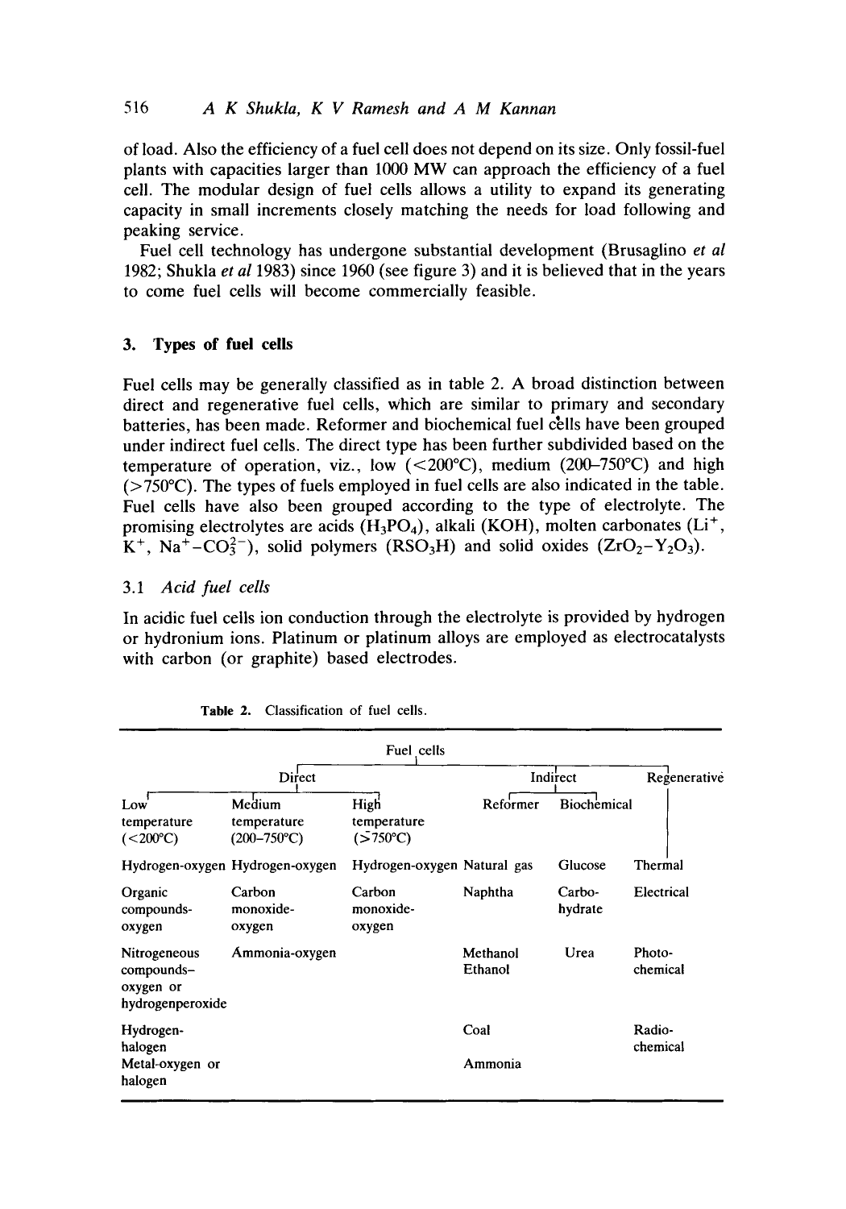of load. Also the efficiency of a fuel cell does not depend on its size. Only fossil-fuel plants with capacities larger than 1000 MW can approach the efficiency of a fuel cell. The modular design of fuel cells allows a utility to expand its generating capacity in small increments closely matching the needs for load following and peaking service.

Fuel cell technology has undergone substantial development (Brusaglino *et al* 1982; Shukla *et al* 1983) since 1960 (see figure 3) and it is believed that in the years to come fuel cells will become commercially feasible.

## 3. Types of fuel cells

Fuel cells may be generally classified as in table 2. A broad distinction between direct and regenerative fuel cells, which are similar to primary and secondary batteries, has been made. Reformer and biochemical fuel cells have been grouped under indirect fuel cells. The direct type has been further subdivided based on the temperature of operation, viz., low (<200°C), medium (200–750°C) and high (>750°C). The types of fuels employed in fuel cells are also indicated in the table. Fuel cells have also been grouped according to the type of electrolyte. The promising electrolytes are acids ($H_3PO_4$), alkali (KOH), molten carbonates ($Li^+$, $K^+$, $Na^+$–$CO_3^{2-}$), solid polymers ($RSO_3H$) and solid oxides ($ZrO_2$–$Y_2O_3$).

### 3.1 *Acid fuel cells*

In acidic fuel cells ion conduction through the electrolyte is provided by hydrogen or hydronium ions. Platinum or platinum alloys are employed as electrocatalysts with carbon (or graphite) based electrodes.

**Table 2.** Classification of fuel cells.

| Fuel cells | | | | | |
|---|---|---|---|---|---|
| Direct | | | Indirect | | Regenerative |
| Low temperature (<200°C) | Medium temperature (200–750°C) | High temperature (>750°C) | Reformer | Biochemical | |
| Hydrogen-oxygen | Hydrogen-oxygen | Hydrogen-oxygen | Natural gas | Glucose | Thermal |
| Organic compounds-oxygen | Carbon monoxide-oxygen | Carbon monoxide-oxygen | Naphtha | Carbo-hydrate | Electrical |
| Nitrogeneous compounds–oxygen or hydrogenperoxide | Ammonia-oxygen | | Methanol Ethanol | Urea | Photo-chemical |
| Hydrogen-halogen | | | Coal | | Radio-chemical |
| Metal-oxygen or halogen | | | Ammonia | | |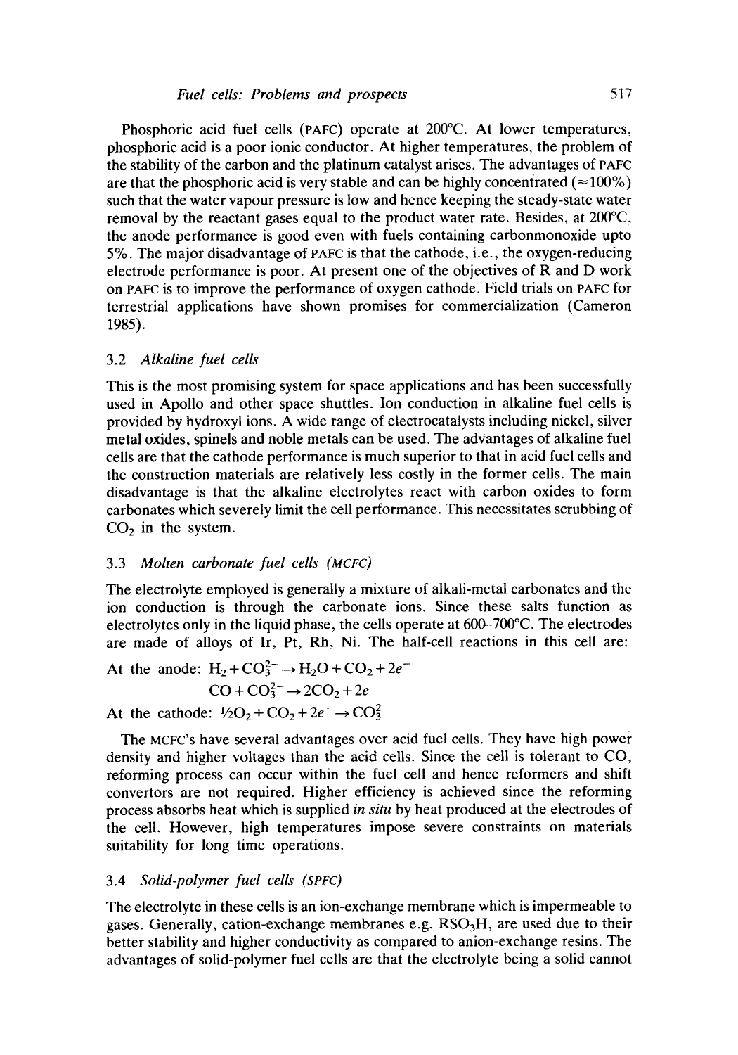Phosphoric acid fuel cells (PAFC) operate at 200°C. At lower temperatures, phosphoric acid is a poor ionic conductor. At higher temperatures, the problem of the stability of the carbon and the platinum catalyst arises. The advantages of PAFC are that the phosphoric acid is very stable and can be highly concentrated ($\approx 100\%$) such that the water vapour pressure is low and hence keeping the steady-state water removal by the reactant gases equal to the product water rate. Besides, at 200°C, the anode performance is good even with fuels containing carbonmonoxide upto 5%. The major disadvantage of PAFC is that the cathode, i.e., the oxygen-reducing electrode performance is poor. At present one of the objectives of R and D work on PAFC is to improve the performance of oxygen cathode. Field trials on PAFC for terrestrial applications have shown promises for commercialization (Cameron 1985).

### 3.2 *Alkaline fuel cells*

This is the most promising system for space applications and has been successfully used in Apollo and other space shuttles. Ion conduction in alkaline fuel cells is provided by hydroxyl ions. A wide range of electrocatalysts including nickel, silver metal oxides, spinels and noble metals can be used. The advantages of alkaline fuel cells are that the cathode performance is much superior to that in acid fuel cells and the construction materials are relatively less costly in the former cells. The main disadvantage is that the alkaline electrolytes react with carbon oxides to form carbonates which severely limit the cell performance. This necessitates scrubbing of $CO_2$ in the system.

### 3.3 *Molten carbonate fuel cells (MCFC)*

The electrolyte employed is generally a mixture of alkali-metal carbonates and the ion conduction is through the carbonate ions. Since these salts function as electrolytes only in the liquid phase, the cells operate at 600–700°C. The electrodes are made of alloys of Ir, Pt, Rh, Ni. The half-cell reactions in this cell are:

At the anode: $H_2 + CO_3^{2-} \rightarrow H_2O + CO_2 + 2e^-$

$CO + CO_3^{2-} \rightarrow 2CO_2 + 2e^-$

At the cathode: $\frac{1}{2}O_2 + CO_2 + 2e^- \rightarrow CO_3^{2-}$

The MCFC's have several advantages over acid fuel cells. They have high power density and higher voltages than the acid cells. Since the cell is tolerant to CO, reforming process can occur within the fuel cell and hence reformers and shift convertors are not required. Higher efficiency is achieved since the reforming process absorbs heat which is supplied *in situ* by heat produced at the electrodes of the cell. However, high temperatures impose severe constraints on materials suitability for long time operations.

### 3.4 *Solid-polymer fuel cells (SPFC)*

The electrolyte in these cells is an ion-exchange membrane which is impermeable to gases. Generally, cation-exchange membranes e.g. $RSO_3H$, are used due to their better stability and higher conductivity as compared to anion-exchange resins. The advantages of solid-polymer fuel cells are that the electrolyte being a solid cannot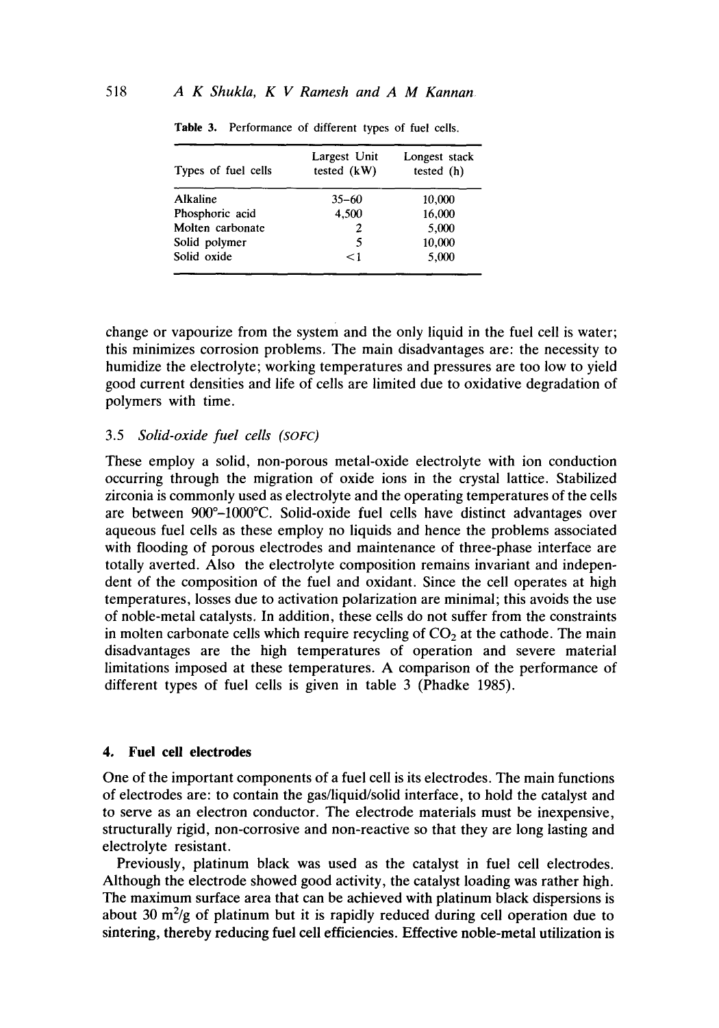Table 3. Performance of different types of fuel cells.

| Types of fuel cells | Largest Unit tested (kW) | Longest stack tested (h) |
|---|---|---|
| Alkaline | 35–60 | 10,000 |
| Phosphoric acid | 4,500 | 16,000 |
| Molten carbonate | 2 | 5,000 |
| Solid polymer | 5 | 10,000 |
| Solid oxide | <1 | 5,000 |

change or vapourize from the system and the only liquid in the fuel cell is water; this minimizes corrosion problems. The main disadvantages are: the necessity to humidize the electrolyte; working temperatures and pressures are too low to yield good current densities and life of cells are limited due to oxidative degradation of polymers with time.

### 3.5 *Solid-oxide fuel cells (SOFC)*

These employ a solid, non-porous metal-oxide electrolyte with ion conduction occurring through the migration of oxide ions in the crystal lattice. Stabilized zirconia is commonly used as electrolyte and the operating temperatures of the cells are between 900°–1000°C. Solid-oxide fuel cells have distinct advantages over aqueous fuel cells as these employ no liquids and hence the problems associated with flooding of porous electrodes and maintenance of three-phase interface are totally averted. Also the electrolyte composition remains invariant and independent of the composition of the fuel and oxidant. Since the cell operates at high temperatures, losses due to activation polarization are minimal; this avoids the use of noble-metal catalysts. In addition, these cells do not suffer from the constraints in molten carbonate cells which require recycling of $CO_2$ at the cathode. The main disadvantages are the high temperatures of operation and severe material limitations imposed at these temperatures. A comparison of the performance of different types of fuel cells is given in table 3 (Phadke 1985).

## 4. Fuel cell electrodes

One of the important components of a fuel cell is its electrodes. The main functions of electrodes are: to contain the gas/liquid/solid interface, to hold the catalyst and to serve as an electron conductor. The electrode materials must be inexpensive, structurally rigid, non-corrosive and non-reactive so that they are long lasting and electrolyte resistant.

Previously, platinum black was used as the catalyst in fuel cell electrodes. Although the electrode showed good activity, the catalyst loading was rather high. The maximum surface area that can be achieved with platinum black dispersions is about 30 $m^2/g$ of platinum but it is rapidly reduced during cell operation due to sintering, thereby reducing fuel cell efficiencies. Effective noble-metal utilization is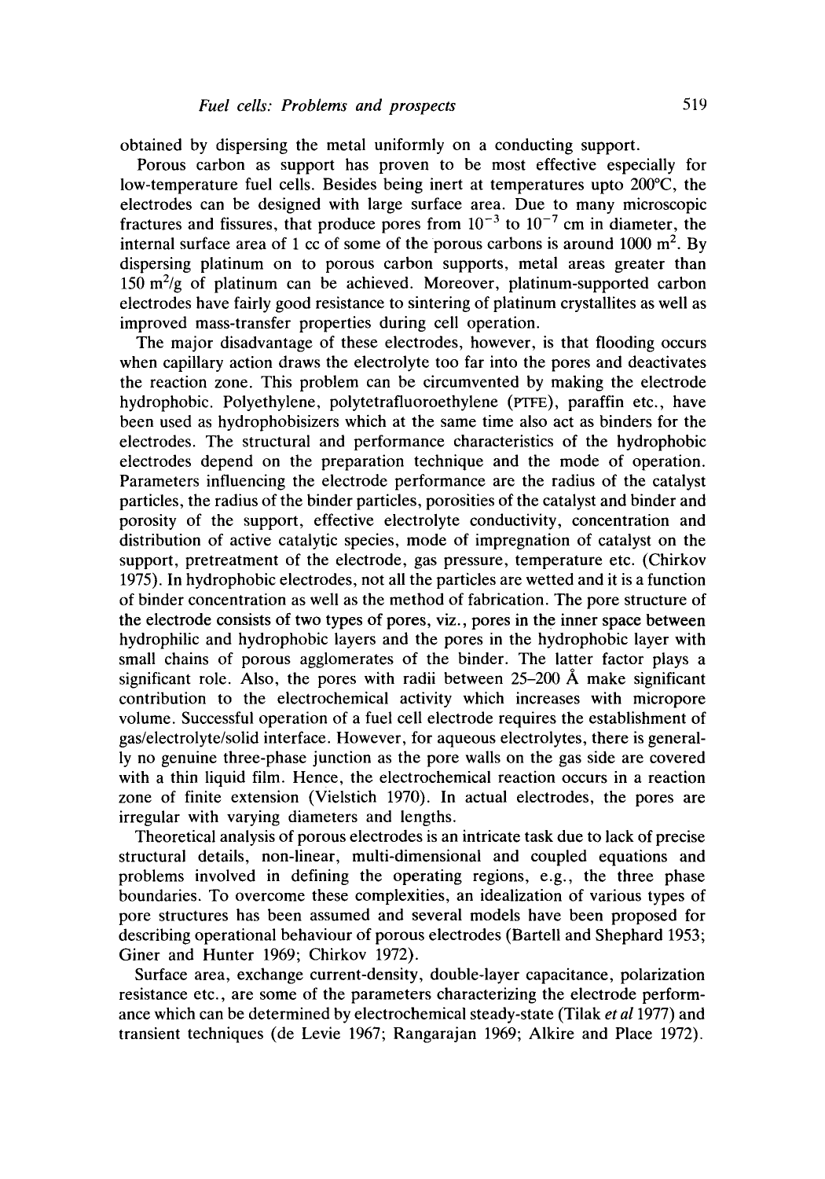obtained by dispersing the metal uniformly on a conducting support.

Porous carbon as support has proven to be most effective especially for low-temperature fuel cells. Besides being inert at temperatures upto 200°C, the electrodes can be designed with large surface area. Due to many microscopic fractures and fissures, that produce pores from $10^{-3}$ to $10^{-7}$ cm in diameter, the internal surface area of 1 cc of some of the porous carbons is around 1000 $m^2$. By dispersing platinum on to porous carbon supports, metal areas greater than 150 $m^2/g$ of platinum can be achieved. Moreover, platinum-supported carbon electrodes have fairly good resistance to sintering of platinum crystallites as well as improved mass-transfer properties during cell operation.

The major disadvantage of these electrodes, however, is that flooding occurs when capillary action draws the electrolyte too far into the pores and deactivates the reaction zone. This problem can be circumvented by making the electrode hydrophobic. Polyethylene, polytetrafluoroethylene (PTFE), paraffin etc., have been used as hydrophobisizers which at the same time also act as binders for the electrodes. The structural and performance characteristics of the hydrophobic electrodes depend on the preparation technique and the mode of operation. Parameters influencing the electrode performance are the radius of the catalyst particles, the radius of the binder particles, porosities of the catalyst and binder and porosity of the support, effective electrolyte conductivity, concentration and distribution of active catalytic species, mode of impregnation of catalyst on the support, pretreatment of the electrode, gas pressure, temperature etc. (Chirkov 1975). In hydrophobic electrodes, not all the particles are wetted and it is a function of binder concentration as well as the method of fabrication. The pore structure of the electrode consists of two types of pores, viz., pores in the inner space between hydrophilic and hydrophobic layers and the pores in the hydrophobic layer with small chains of porous agglomerates of the binder. The latter factor plays a significant role. Also, the pores with radii between 25–200 Å make significant contribution to the electrochemical activity which increases with micropore volume. Successful operation of a fuel cell electrode requires the establishment of gas/electrolyte/solid interface. However, for aqueous electrolytes, there is generally no genuine three-phase junction as the pore walls on the gas side are covered with a thin liquid film. Hence, the electrochemical reaction occurs in a reaction zone of finite extension (Vielstich 1970). In actual electrodes, the pores are irregular with varying diameters and lengths.

Theoretical analysis of porous electrodes is an intricate task due to lack of precise structural details, non-linear, multi-dimensional and coupled equations and problems involved in defining the operating regions, e.g., the three phase boundaries. To overcome these complexities, an idealization of various types of pore structures has been assumed and several models have been proposed for describing operational behaviour of porous electrodes (Bartell and Shephard 1953; Giner and Hunter 1969; Chirkov 1972).

Surface area, exchange current-density, double-layer capacitance, polarization resistance etc., are some of the parameters characterizing the electrode performance which can be determined by electrochemical steady-state (Tilak *et al* 1977) and transient techniques (de Levie 1967; Rangarajan 1969; Alkire and Place 1972).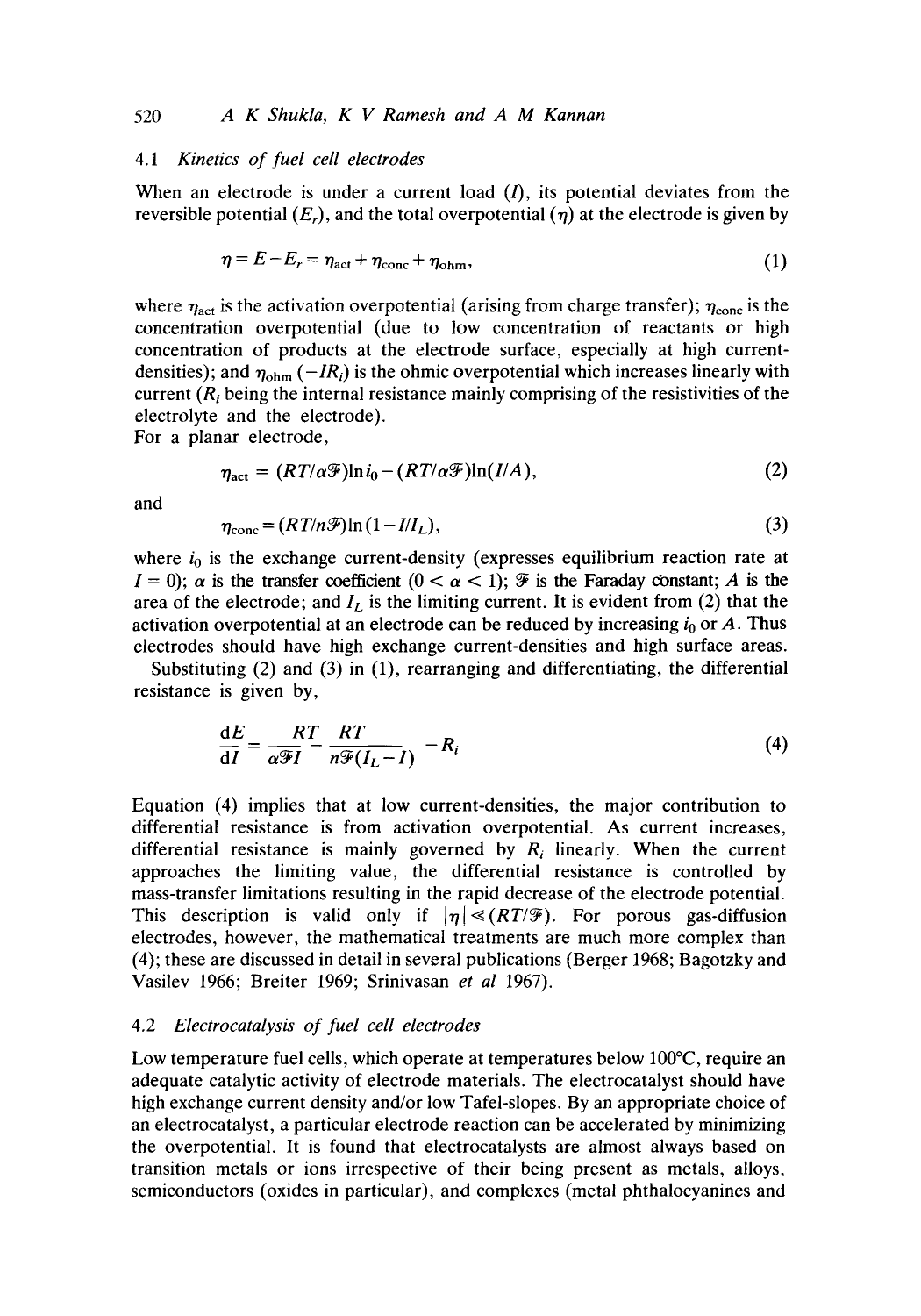### 4.1 *Kinetics of fuel cell electrodes*

When an electrode is under a current load ($I$), its potential deviates from the reversible potential ($E_r$), and the total overpotential ($\eta$) at the electrode is given by

$$\eta = E - E_r = \eta_{act} + \eta_{conc} + \eta_{ohm}, \tag{1}$$

where $\eta_{act}$ is the activation overpotential (arising from charge transfer); $\eta_{conc}$ is the concentration overpotential (due to low concentration of reactants or high concentration of products at the electrode surface, especially at high current-densities); and $\eta_{ohm}$ ($-IR_i$) is the ohmic overpotential which increases linearly with current ($R_i$ being the internal resistance mainly comprising of the resistivities of the electrolyte and the electrode).

For a planar electrode,

$$\eta_{act} = (RT/\alpha\mathcal{F})\ln i_0 - (RT/\alpha\mathcal{F})\ln(I/A), \tag{2}$$

and

$$\eta_{conc} = (RT/n\mathcal{F})\ln(1 - I/I_L), \tag{3}$$

where $i_0$ is the exchange current-density (expresses equilibrium reaction rate at $I = 0$); $\alpha$ is the transfer coefficient ($0 < \alpha < 1$); $\mathcal{F}$ is the Faraday constant; $A$ is the area of the electrode; and $I_L$ is the limiting current. It is evident from (2) that the activation overpotential at an electrode can be reduced by increasing $i_0$ or $A$. Thus electrodes should have high exchange current-densities and high surface areas.

Substituting (2) and (3) in (1), rearranging and differentiating, the differential resistance is given by,

$$\frac{dE}{dI} = \frac{RT}{\alpha\mathcal{F}I} - \frac{RT}{n\mathcal{F}(I_L - I)} - R_i \tag{4}$$

Equation (4) implies that at low current-densities, the major contribution to differential resistance is from activation overpotential. As current increases, differential resistance is mainly governed by $R_i$ linearly. When the current approaches the limiting value, the differential resistance is controlled by mass-transfer limitations resulting in the rapid decrease of the electrode potential. This description is valid only if $|\eta| \ll (RT/\mathcal{F})$. For porous gas-diffusion electrodes, however, the mathematical treatments are much more complex than (4); these are discussed in detail in several publications (Berger 1968; Bagotzky and Vasilev 1966; Breiter 1969; Srinivasan *et al* 1967).

### 4.2 *Electrocatalysis of fuel cell electrodes*

Low temperature fuel cells, which operate at temperatures below 100°C, require an adequate catalytic activity of electrode materials. The electrocatalyst should have high exchange current density and/or low Tafel-slopes. By an appropriate choice of an electrocatalyst, a particular electrode reaction can be accelerated by minimizing the overpotential. It is found that electrocatalysts are almost always based on transition metals or ions irrespective of their being present as metals, alloys, semiconductors (oxides in particular), and complexes (metal phthalocyanines and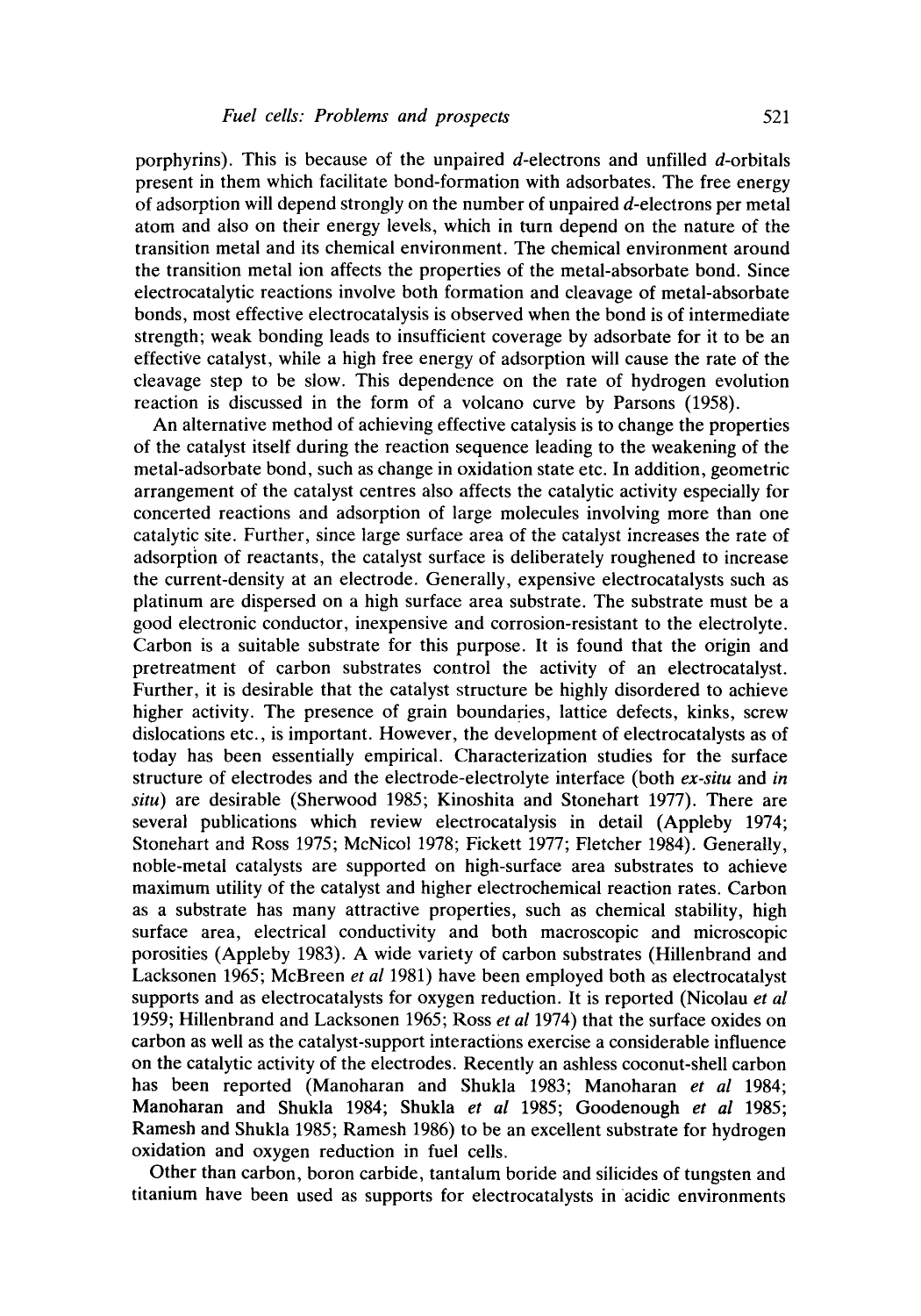porphyrins). This is because of the unpaired *d*-electrons and unfilled *d*-orbitals present in them which facilitate bond-formation with adsorbates. The free energy of adsorption will depend strongly on the number of unpaired *d*-electrons per metal atom and also on their energy levels, which in turn depend on the nature of the transition metal and its chemical environment. The chemical environment around the transition metal ion affects the properties of the metal-absorbate bond. Since electrocatalytic reactions involve both formation and cleavage of metal-absorbate bonds, most effective electrocatalysis is observed when the bond is of intermediate strength; weak bonding leads to insufficient coverage by adsorbate for it to be an effective catalyst, while a high free energy of adsorption will cause the rate of the cleavage step to be slow. This dependence on the rate of hydrogen evolution reaction is discussed in the form of a volcano curve by Parsons (1958).

An alternative method of achieving effective catalysis is to change the properties of the catalyst itself during the reaction sequence leading to the weakening of the metal-adsorbate bond, such as change in oxidation state etc. In addition, geometric arrangement of the catalyst centres also affects the catalytic activity especially for concerted reactions and adsorption of large molecules involving more than one catalytic site. Further, since large surface area of the catalyst increases the rate of adsorption of reactants, the catalyst surface is deliberately roughened to increase the current-density at an electrode. Generally, expensive electrocatalysts such as platinum are dispersed on a high surface area substrate. The substrate must be a good electronic conductor, inexpensive and corrosion-resistant to the electrolyte. Carbon is a suitable substrate for this purpose. It is found that the origin and pretreatment of carbon substrates control the activity of an electrocatalyst. Further, it is desirable that the catalyst structure be highly disordered to achieve higher activity. The presence of grain boundaries, lattice defects, kinks, screw dislocations etc., is important. However, the development of electrocatalysts as of today has been essentially empirical. Characterization studies for the surface structure of electrodes and the electrode-electrolyte interface (both *ex-situ* and *in situ*) are desirable (Sherwood 1985; Kinoshita and Stonehart 1977). There are several publications which review electrocatalysis in detail (Appleby 1974; Stonehart and Ross 1975; McNicol 1978; Fickett 1977; Fletcher 1984). Generally, noble-metal catalysts are supported on high-surface area substrates to achieve maximum utility of the catalyst and higher electrochemical reaction rates. Carbon as a substrate has many attractive properties, such as chemical stability, high surface area, electrical conductivity and both macroscopic and microscopic porosities (Appleby 1983). A wide variety of carbon substrates (Hillenbrand and Lacksonen 1965; McBreen *et al* 1981) have been employed both as electrocatalyst supports and as electrocatalysts for oxygen reduction. It is reported (Nicolau *et al* 1959; Hillenbrand and Lacksonen 1965; Ross *et al* 1974) that the surface oxides on carbon as well as the catalyst-support interactions exercise a considerable influence on the catalytic activity of the electrodes. Recently an ashless coconut-shell carbon has been reported (Manoharan and Shukla 1983; Manoharan *et al* 1984; Manoharan and Shukla 1984; Shukla *et al* 1985; Goodenough *et al* 1985; Ramesh and Shukla 1985; Ramesh 1986) to be an excellent substrate for hydrogen oxidation and oxygen reduction in fuel cells.

Other than carbon, boron carbide, tantalum boride and silicides of tungsten and titanium have been used as supports for electrocatalysts in acidic environments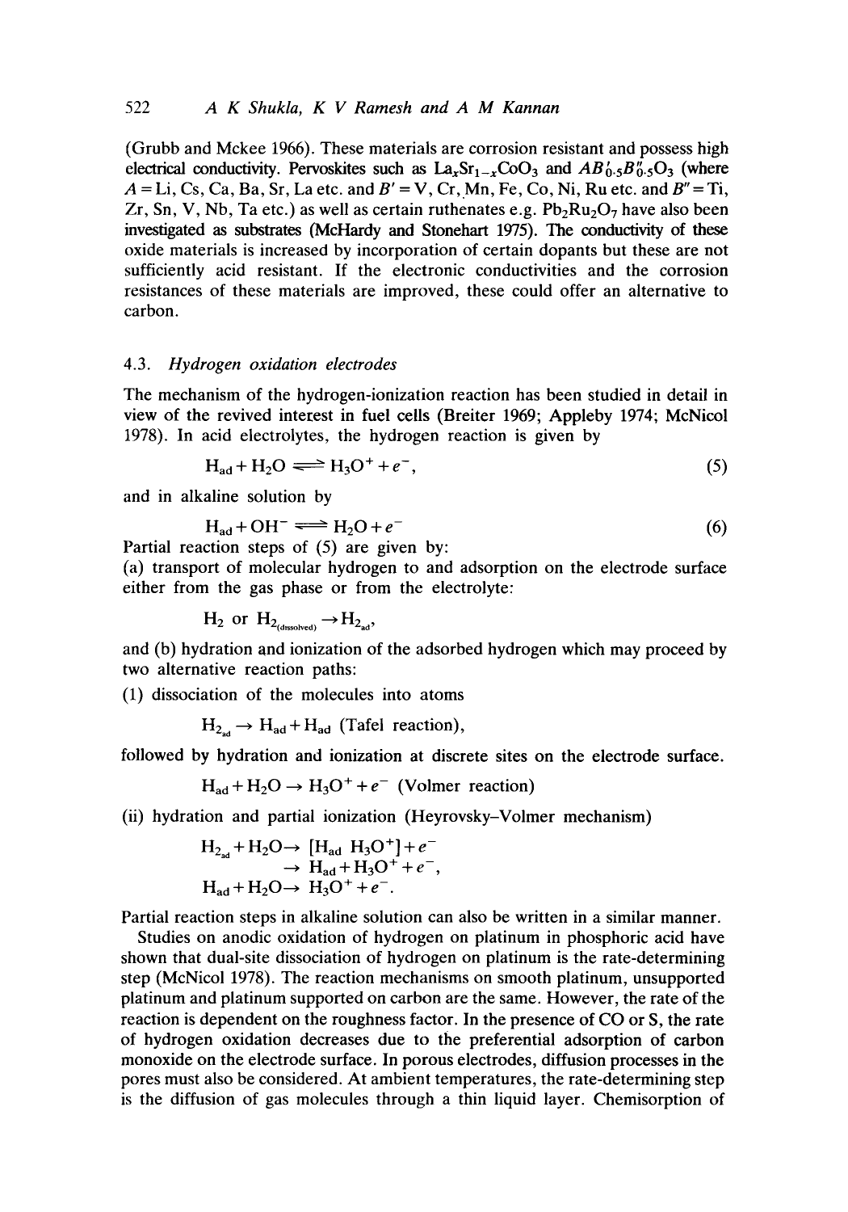(Grubb and Mckee 1966). These materials are corrosion resistant and possess high electrical conductivity. Pervoskites such as $La_xSr_{1-x}CoO_3$ and $AB'_{0.5}B''_{0.5}O_3$ (where $A$ = Li, Cs, Ca, Ba, Sr, La etc. and $B'$ = V, Cr, Mn, Fe, Co, Ni, Ru etc. and $B''$ = Ti, Zr, Sn, V, Nb, Ta etc.) as well as certain ruthenates e.g. $Pb_2Ru_2O_7$ have also been investigated as substrates (McHardy and Stonehart 1975). The conductivity of these oxide materials is increased by incorporation of certain dopants but these are not sufficiently acid resistant. If the electronic conductivities and the corrosion resistances of these materials are improved, these could offer an alternative to carbon.

### 4.3. *Hydrogen oxidation electrodes*

The mechanism of the hydrogen-ionization reaction has been studied in detail in view of the revived interest in fuel cells (Breiter 1969; Appleby 1974; McNicol 1978). In acid electrolytes, the hydrogen reaction is given by

$$H_{ad} + H_2O \rightleftharpoons H_3O^+ + e^-, \tag{5}$$

and in alkaline solution by

$$H_{ad} + OH^- \rightleftharpoons H_2O + e^- \tag{6}$$

Partial reaction steps of (5) are given by:

(a) transport of molecular hydrogen to and adsorption on the electrode surface either from the gas phase or from the electrolyte:

$$H_2 \text{ or } H_{2(\text{dissolved})} \rightarrow H_{2_{ad}},$$

and (b) hydration and ionization of the adsorbed hydrogen which may proceed by two alternative reaction paths:

(1) dissociation of the molecules into atoms

$$H_{2_{ad}} \rightarrow H_{ad} + H_{ad} \text{ (Tafel reaction)},$$

followed by hydration and ionization at discrete sites on the electrode surface.

$$H_{ad} + H_2O \rightarrow H_3O^+ + e^- \text{ (Volmer reaction)}$$

(ii) hydration and partial ionization (Heyrovsky–Volmer mechanism)

$$\begin{aligned} H_{2_{ad}} + H_2O &\rightarrow [H_{ad}\ H_3O^+] + e^- \\ &\rightarrow H_{ad} + H_3O^+ + e^-, \\ H_{ad} + H_2O &\rightarrow H_3O^+ + e^-. \end{aligned}$$

Partial reaction steps in alkaline solution can also be written in a similar manner.

Studies on anodic oxidation of hydrogen on platinum in phosphoric acid have shown that dual-site dissociation of hydrogen on platinum is the rate-determining step (McNicol 1978). The reaction mechanisms on smooth platinum, unsupported platinum and platinum supported on carbon are the same. However, the rate of the reaction is dependent on the roughness factor. In the presence of CO or S, the rate of hydrogen oxidation decreases due to the preferential adsorption of carbon monoxide on the electrode surface. In porous electrodes, diffusion processes in the pores must also be considered. At ambient temperatures, the rate-determining step is the diffusion of gas molecules through a thin liquid layer. Chemisorption of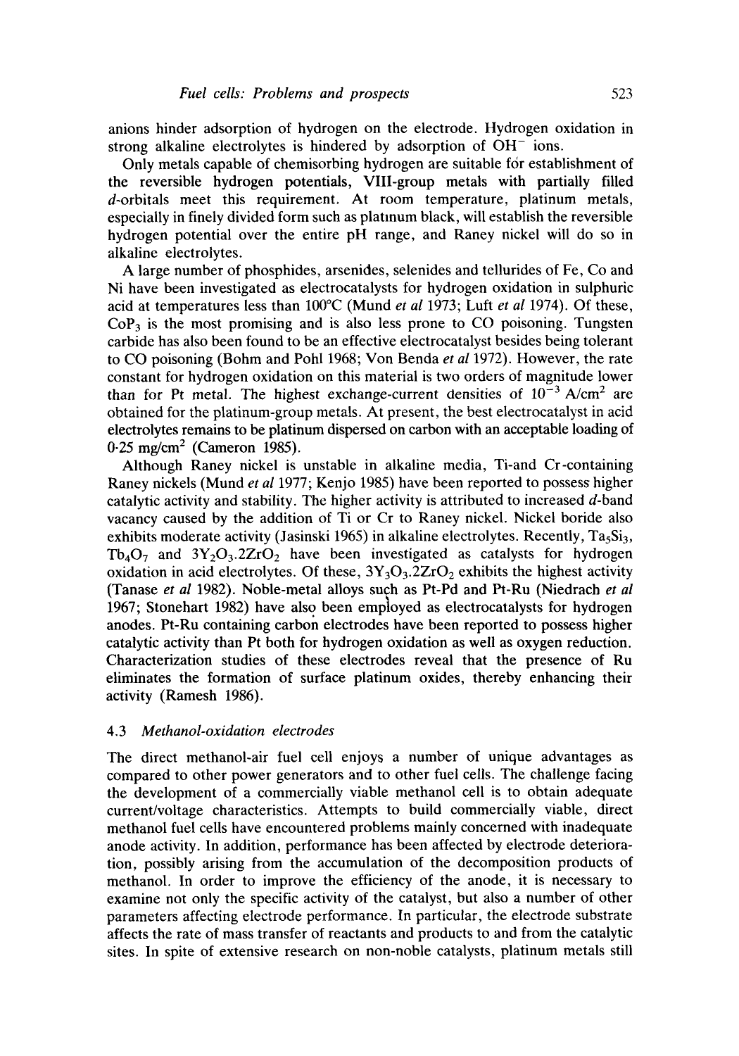anions hinder adsorption of hydrogen on the electrode. Hydrogen oxidation in strong alkaline electrolytes is hindered by adsorption of $OH^-$ ions.

Only metals capable of chemisorbing hydrogen are suitable for establishment of the reversible hydrogen potentials, VIII-group metals with partially filled *d*-orbitals meet this requirement. At room temperature, platinum metals, especially in finely divided form such as platinum black, will establish the reversible hydrogen potential over the entire pH range, and Raney nickel will do so in alkaline electrolytes.

A large number of phosphides, arsenides, selenides and tellurides of Fe, Co and Ni have been investigated as electrocatalysts for hydrogen oxidation in sulphuric acid at temperatures less than 100°C (Mund *et al* 1973; Luft *et al* 1974). Of these, $CoP_3$ is the most promising and is also less prone to CO poisoning. Tungsten carbide has also been found to be an effective electrocatalyst besides being tolerant to CO poisoning (Bohm and Pohl 1968; Von Benda *et al* 1972). However, the rate constant for hydrogen oxidation on this material is two orders of magnitude lower than for Pt metal. The highest exchange-current densities of $10^{-3}$ A/cm$^2$ are obtained for the platinum-group metals. At present, the best electrocatalyst in acid electrolytes remains to be platinum dispersed on carbon with an acceptable loading of 0·25 mg/cm$^2$ (Cameron 1985).

Although Raney nickel is unstable in alkaline media, Ti-and Cr-containing Raney nickels (Mund *et al* 1977; Kenjo 1985) have been reported to possess higher catalytic activity and stability. The higher activity is attributed to increased *d*-band vacancy caused by the addition of Ti or Cr to Raney nickel. Nickel boride also exhibits moderate activity (Jasinski 1965) in alkaline electrolytes. Recently, $Ta_5Si_3$, $Tb_4O_7$ and $3Y_2O_3.2ZrO_2$ have been investigated as catalysts for hydrogen oxidation in acid electrolytes. Of these, $3Y_3O_3.2ZrO_2$ exhibits the highest activity (Tanase *et al* 1982). Noble-metal alloys such as Pt-Pd and Pt-Ru (Niedrach *et al* 1967; Stonehart 1982) have also been employed as electrocatalysts for hydrogen anodes. Pt-Ru containing carbon electrodes have been reported to possess higher catalytic activity than Pt both for hydrogen oxidation as well as oxygen reduction. Characterization studies of these electrodes reveal that the presence of Ru eliminates the formation of surface platinum oxides, thereby enhancing their activity (Ramesh 1986).

### 4.3 *Methanol-oxidation electrodes*

The direct methanol-air fuel cell enjoys a number of unique advantages as compared to other power generators and to other fuel cells. The challenge facing the development of a commercially viable methanol cell is to obtain adequate current/voltage characteristics. Attempts to build commercially viable, direct methanol fuel cells have encountered problems mainly concerned with inadequate anode activity. In addition, performance has been affected by electrode deterioration, possibly arising from the accumulation of the decomposition products of methanol. In order to improve the efficiency of the anode, it is necessary to examine not only the specific activity of the catalyst, but also a number of other parameters affecting electrode performance. In particular, the electrode substrate affects the rate of mass transfer of reactants and products to and from the catalytic sites. In spite of extensive research on non-noble catalysts, platinum metals still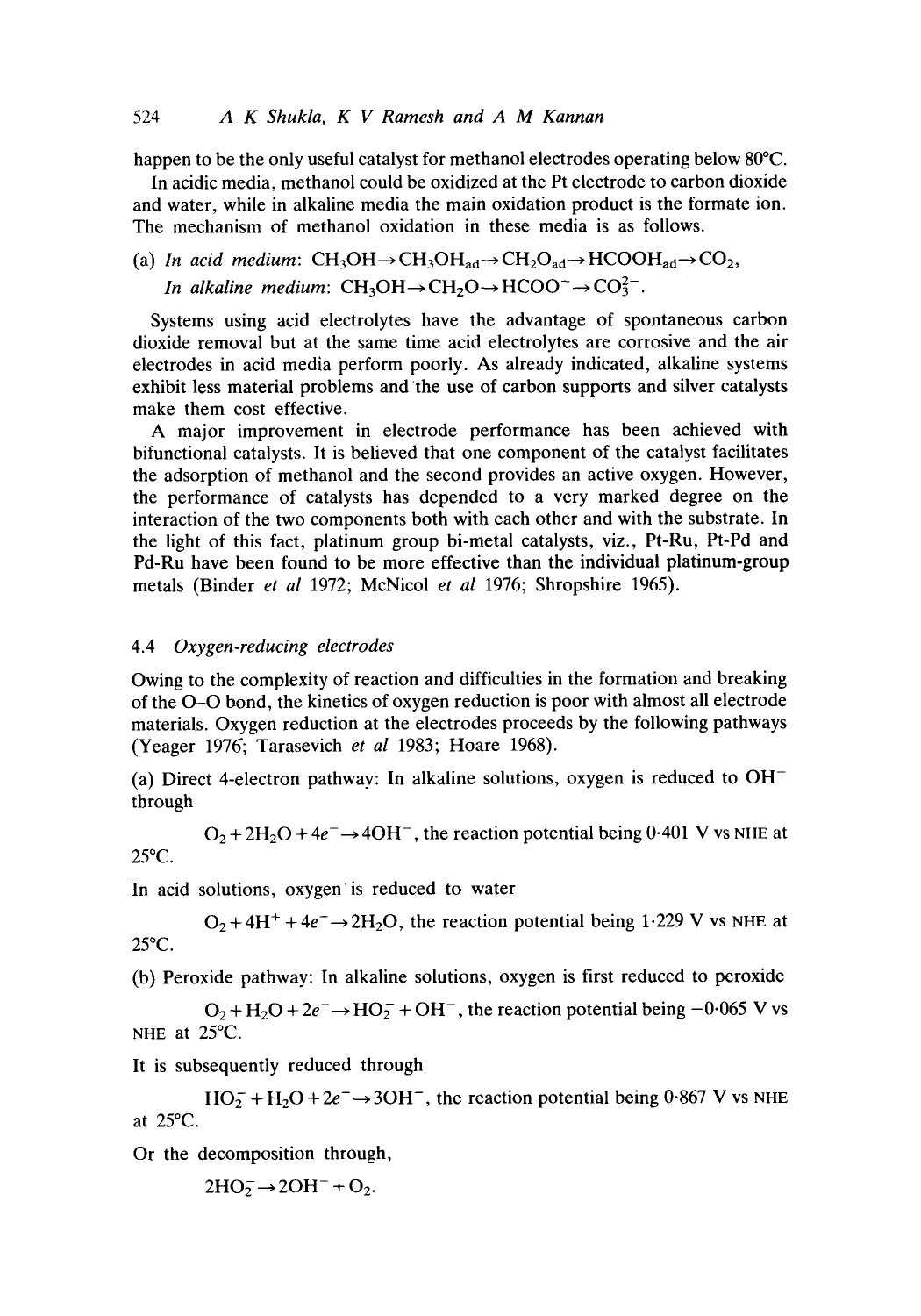happen to be the only useful catalyst for methanol electrodes operating below 80°C.

In acidic media, methanol could be oxidized at the Pt electrode to carbon dioxide and water, while in alkaline media the main oxidation product is the formate ion. The mechanism of methanol oxidation in these media is as follows.

(a) *In acid medium*: $CH_3OH \rightarrow CH_3OH_{ad} \rightarrow CH_2O_{ad} \rightarrow HCOOH_{ad} \rightarrow CO_2$,

*In alkaline medium*: $CH_3OH \rightarrow CH_2O \rightarrow HCOO^- \rightarrow CO_3^{2-}$.

Systems using acid electrolytes have the advantage of spontaneous carbon dioxide removal but at the same time acid electrolytes are corrosive and the air electrodes in acid media perform poorly. As already indicated, alkaline systems exhibit less material problems and the use of carbon supports and silver catalysts make them cost effective.

A major improvement in electrode performance has been achieved with bifunctional catalysts. It is believed that one component of the catalyst facilitates the adsorption of methanol and the second provides an active oxygen. However, the performance of catalysts has depended to a very marked degree on the interaction of the two components both with each other and with the substrate. In the light of this fact, platinum group bi-metal catalysts, viz., Pt-Ru, Pt-Pd and Pd-Ru have been found to be more effective than the individual platinum-group metals (Binder *et al* 1972; McNicol *et al* 1976; Shropshire 1965).

### 4.4 *Oxygen-reducing electrodes*

Owing to the complexity of reaction and difficulties in the formation and breaking of the O–O bond, the kinetics of oxygen reduction is poor with almost all electrode materials. Oxygen reduction at the electrodes proceeds by the following pathways (Yeager 1976; Tarasevich *et al* 1983; Hoare 1968).

(a) Direct 4-electron pathway: In alkaline solutions, oxygen is reduced to $OH^-$ through

$O_2 + 2H_2O + 4e^- \rightarrow 4OH^-$, the reaction potential being 0·401 V vs NHE at 25°C.

In acid solutions, oxygen is reduced to water

$O_2 + 4H^+ + 4e^- \rightarrow 2H_2O$, the reaction potential being 1·229 V vs NHE at 25°C.

(b) Peroxide pathway: In alkaline solutions, oxygen is first reduced to peroxide

$O_2 + H_2O + 2e^- \rightarrow HO_2^- + OH^-$, the reaction potential being −0·065 V vs NHE at 25°C.

It is subsequently reduced through

$HO_2^- + H_2O + 2e^- \rightarrow 3OH^-$, the reaction potential being 0·867 V vs NHE at 25°C.

Or the decomposition through,

$2HO_2^- \rightarrow 2OH^- + O_2$.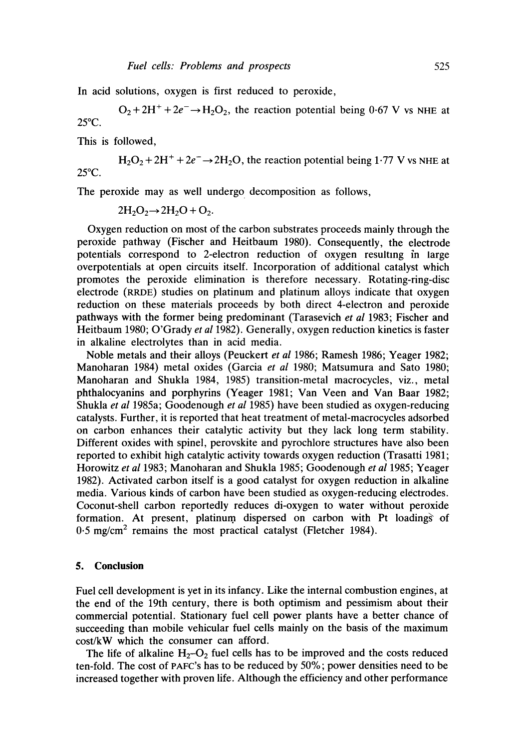In acid solutions, oxygen is first reduced to peroxide,

$O_2 + 2H^+ + 2e^- \rightarrow H_2O_2$, the reaction potential being 0·67 V vs NHE at 25°C.

This is followed,

$H_2O_2 + 2H^+ + 2e^- \rightarrow 2H_2O$, the reaction potential being 1·77 V vs NHE at 25°C.

The peroxide may as well undergo decomposition as follows,

$$2H_2O_2 \rightarrow 2H_2O + O_2.$$

Oxygen reduction on most of the carbon substrates proceeds mainly through the peroxide pathway (Fischer and Heitbaum 1980). Consequently, the electrode potentials correspond to 2-electron reduction of oxygen resulting in large overpotentials at open circuits itself. Incorporation of additional catalyst which promotes the peroxide elimination is therefore necessary. Rotating-ring-disc electrode (RRDE) studies on platinum and platinum alloys indicate that oxygen reduction on these materials proceeds by both direct 4-electron and peroxide pathways with the former being predominant (Tarasevich *et al* 1983; Fischer and Heitbaum 1980; O'Grady *et al* 1982). Generally, oxygen reduction kinetics is faster in alkaline electrolytes than in acid media.

Noble metals and their alloys (Peuckert *et al* 1986; Ramesh 1986; Yeager 1982; Manoharan 1984) metal oxides (Garcia *et al* 1980; Matsumura and Sato 1980; Manoharan and Shukla 1984, 1985) transition-metal macrocycles, viz., metal phthalocyanins and porphyrins (Yeager 1981; Van Veen and Van Baar 1982; Shukla *et al* 1985a; Goodenough *et al* 1985) have been studied as oxygen-reducing catalysts. Further, it is reported that heat treatment of metal-macrocycles adsorbed on carbon enhances their catalytic activity but they lack long term stability. Different oxides with spinel, perovskite and pyrochlore structures have also been reported to exhibit high catalytic activity towards oxygen reduction (Trasatti 1981; Horowitz *et al* 1983; Manoharan and Shukla 1985; Goodenough *et al* 1985; Yeager 1982). Activated carbon itself is a good catalyst for oxygen reduction in alkaline media. Various kinds of carbon have been studied as oxygen-reducing electrodes. Coconut-shell carbon reportedly reduces di-oxygen to water without peroxide formation. At present, platinum dispersed on carbon with Pt loadings of 0·5 mg/cm$^2$ remains the most practical catalyst (Fletcher 1984).

## 5. Conclusion

Fuel cell development is yet in its infancy. Like the internal combustion engines, at the end of the 19th century, there is both optimism and pessimism about their commercial potential. Stationary fuel cell power plants have a better chance of succeeding than mobile vehicular fuel cells mainly on the basis of the maximum cost/kW which the consumer can afford.

The life of alkaline $H_2$–$O_2$ fuel cells has to be improved and the costs reduced ten-fold. The cost of PAFC's has to be reduced by 50%; power densities need to be increased together with proven life. Although the efficiency and other performance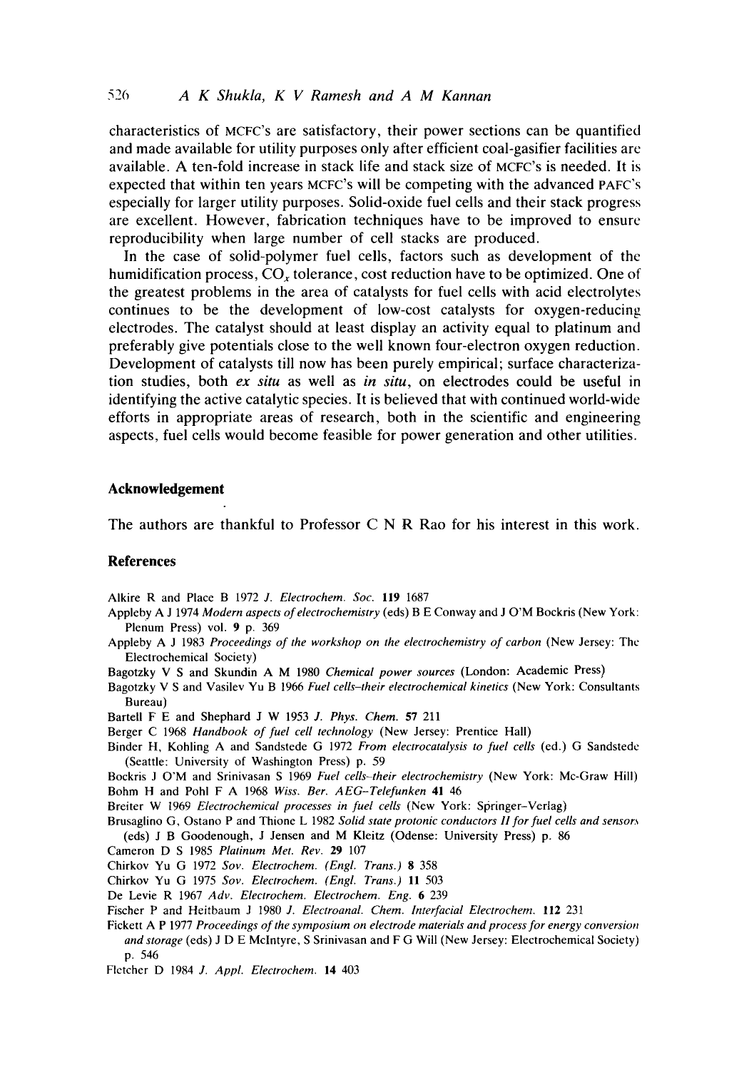characteristics of MCFC's are satisfactory, their power sections can be quantified and made available for utility purposes only after efficient coal-gasifier facilities are available. A ten-fold increase in stack life and stack size of MCFC's is needed. It is expected that within ten years MCFC's will be competing with the advanced PAFC's especially for larger utility purposes. Solid-oxide fuel cells and their stack progress are excellent. However, fabrication techniques have to be improved to ensure reproducibility when large number of cell stacks are produced.

In the case of solid-polymer fuel cells, factors such as development of the humidification process, $CO_x$ tolerance, cost reduction have to be optimized. One of the greatest problems in the area of catalysts for fuel cells with acid electrolytes continues to be the development of low-cost catalysts for oxygen-reducing electrodes. The catalyst should at least display an activity equal to platinum and preferably give potentials close to the well known four-electron oxygen reduction. Development of catalysts till now has been purely empirical; surface characterization studies, both *ex situ* as well as *in situ*, on electrodes could be useful in identifying the active catalytic species. It is believed that with continued world-wide efforts in appropriate areas of research, both in the scientific and engineering aspects, fuel cells would become feasible for power generation and other utilities.

## Acknowledgement

The authors are thankful to Professor C N R Rao for his interest in this work.

## References

Alkire R and Place B 1972 *J. Electrochem. Soc.* **119** 1687

Appleby A J 1974 *Modern aspects of electrochemistry* (eds) B E Conway and J O'M Bockris (New York: Plenum Press) vol. **9** p. 369

Appleby A J 1983 *Proceedings of the workshop on the electrochemistry of carbon* (New Jersey: The Electrochemical Society)

Bagotzky V S and Skundin A M 1980 *Chemical power sources* (London: Academic Press)

Bagotzky V S and Vasilev Yu B 1966 *Fuel cells–their electrochemical kinetics* (New York: Consultants Bureau)

Bartell F E and Shephard J W 1953 *J. Phys. Chem.* **57** 211

Berger C 1968 *Handbook of fuel cell technology* (New Jersey: Prentice Hall)

Binder H, Kohling A and Sandstede G 1972 *From electrocatalysis to fuel cells* (ed.) G Sandstede (Seattle: University of Washington Press) p. 59

Bockris J O'M and Srinivasan S 1969 *Fuel cells–their electrochemistry* (New York: Mc-Graw Hill)

Bohm H and Pohl F A 1968 *Wiss. Ber. AEG–Telefunken* **41** 46

Breiter W 1969 *Electrochemical processes in fuel cells* (New York: Springer–Verlag)

Brusaglino G, Ostano P and Thione L 1982 *Solid state protonic conductors II for fuel cells and sensors* (eds) J B Goodenough, J Jensen and M Kleitz (Odense: University Press) p. 86

Cameron D S 1985 *Platinum Met. Rev.* **29** 107

Chirkov Yu G 1972 *Sov. Electrochem. (Engl. Trans.)* **8** 358

Chirkov Yu G 1975 *Sov. Electrochem. (Engl. Trans.)* **11** 503

De Levie R 1967 *Adv. Electrochem. Electrochem. Eng.* **6** 239

Fischer P and Heitbaum J 1980 *J. Electroanal. Chem. Interfacial Electrochem.* **112** 231

Fickett A P 1977 *Proceedings of the symposium on electrode materials and process for energy conversion and storage* (eds) J D E McIntyre, S Srinivasan and F G Will (New Jersey: Electrochemical Society) p. 546

Fletcher D 1984 *J. Appl. Electrochem.* **14** 403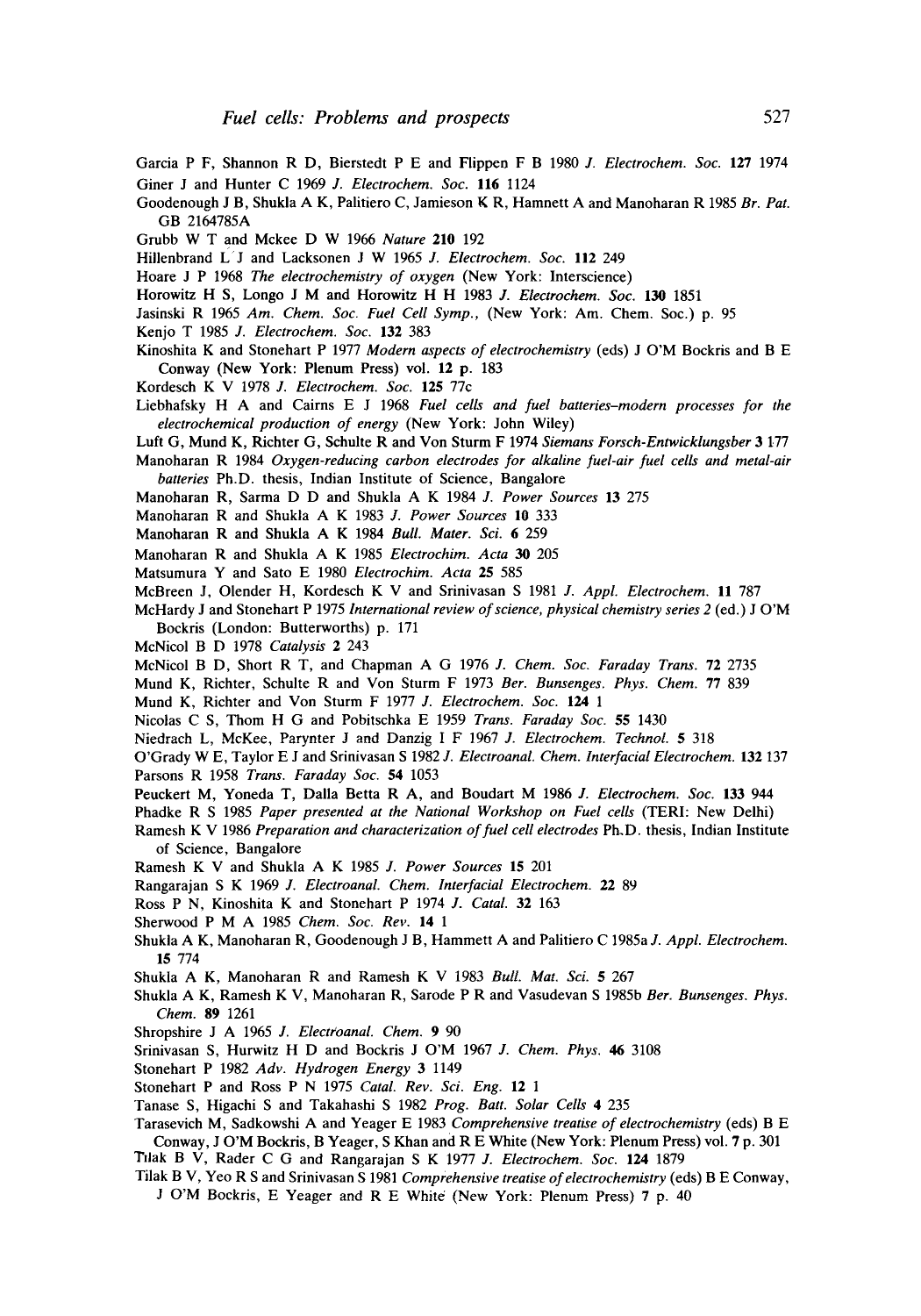Garcia P F, Shannon R D, Bierstedt P E and Flippen F B 1980 *J. Electrochem. Soc.* **127** 1974

Giner J and Hunter C 1969 *J. Electrochem. Soc.* **116** 1124

Goodenough J B, Shukla A K, Palitiero C, Jamieson K R, Hamnett A and Manoharan R 1985 *Br. Pat.* GB 2164785A

Grubb W T and Mckee D W 1966 *Nature* **210** 192

Hillenbrand L J and Lacksonen J W 1965 *J. Electrochem. Soc.* **112** 249

Hoare J P 1968 *The electrochemistry of oxygen* (New York: Interscience)

Horowitz H S, Longo J M and Horowitz H H 1983 *J. Electrochem. Soc.* **130** 1851

Jasinski R 1965 *Am. Chem. Soc. Fuel Cell Symp.*, (New York: Am. Chem. Soc.) p. 95

Kenjo T 1985 *J. Electrochem. Soc.* **132** 383

Kinoshita K and Stonehart P 1977 *Modern aspects of electrochemistry* (eds) J O'M Bockris and B E Conway (New York: Plenum Press) vol. **12** p. 183

Kordesch K V 1978 *J. Electrochem. Soc.* **125** 77c

Liebhafsky H A and Cairns E J 1968 *Fuel cells and fuel batteries–modern processes for the electrochemical production of energy* (New York: John Wiley)

Luft G, Mund K, Richter G, Schulte R and Von Sturm F 1974 *Siemans Forsch-Entwicklungsber* **3** 177

Manoharan R 1984 *Oxygen-reducing carbon electrodes for alkaline fuel-air fuel cells and metal-air batteries* Ph.D. thesis, Indian Institute of Science, Bangalore

Manoharan R, Sarma D D and Shukla A K 1984 *J. Power Sources* **13** 275

Manoharan R and Shukla A K 1983 *J. Power Sources* **10** 333

Manoharan R and Shukla A K 1984 *Bull. Mater. Sci.* **6** 259

Manoharan R and Shukla A K 1985 *Electrochim. Acta* **30** 205

Matsumura Y and Sato E 1980 *Electrochim. Acta* **25** 585

McBreen J, Olender H, Kordesch K V and Srinivasan S 1981 *J. Appl. Electrochem.* **11** 787

McHardy J and Stonehart P 1975 *International review of science, physical chemistry series 2* (ed.) J O'M Bockris (London: Butterworths) p. 171

McNicol B D 1978 *Catalysis* **2** 243

McNicol B D, Short R T, and Chapman A G 1976 *J. Chem. Soc. Faraday Trans.* **72** 2735

Mund K, Richter, Schulte R and Von Sturm F 1973 *Ber. Bunsenges. Phys. Chem.* **77** 839

Mund K, Richter and Von Sturm F 1977 *J. Electrochem. Soc.* **124** 1

Nicolas C S, Thom H G and Pobitschka E 1959 *Trans. Faraday Soc.* **55** 1430

Niedrach L, McKee, Parynter J and Danzig I F 1967 *J. Electrochem. Technol.* **5** 318

O'Grady W E, Taylor E J and Srinivasan S 1982 *J. Electroanal. Chem. Interfacial Electrochem.* **132** 137

Parsons R 1958 *Trans. Faraday Soc.* **54** 1053

Peuckert M, Yoneda T, Dalla Betta R A, and Boudart M 1986 *J. Electrochem. Soc.* **133** 944

Phadke R S 1985 *Paper presented at the National Workshop on Fuel cells* (TERI: New Delhi)

Ramesh K V 1986 *Preparation and characterization of fuel cell electrodes* Ph.D. thesis, Indian Institute of Science, Bangalore

Ramesh K V and Shukla A K 1985 *J. Power Sources* **15** 201

Rangarajan S K 1969 *J. Electroanal. Chem. Interfacial Electrochem.* **22** 89

Ross P N, Kinoshita K and Stonehart P 1974 *J. Catal.* **32** 163

Sherwood P M A 1985 *Chem. Soc. Rev.* **14** 1

Shukla A K, Manoharan R, Goodenough J B, Hammett A and Palitiero C 1985a *J. Appl. Electrochem.* **15** 774

Shukla A K, Manoharan R and Ramesh K V 1983 *Bull. Mat. Sci.* **5** 267

Shukla A K, Ramesh K V, Manoharan R, Sarode P R and Vasudevan S 1985b *Ber. Bunsenges. Phys. Chem.* **89** 1261

Shropshire J A 1965 *J. Electroanal. Chem.* **9** 90

Srinivasan S, Hurwitz H D and Bockris J O'M 1967 *J. Chem. Phys.* **46** 3108

Stonehart P 1982 *Adv. Hydrogen Energy* **3** 1149

Stonehart P and Ross P N 1975 *Catal. Rev. Sci. Eng.* **12** 1

Tanase S, Higachi S and Takahashi S 1982 *Prog. Batt. Solar Cells* **4** 235

Tarasevich M, Sadkowski A and Yeager E 1983 *Comprehensive treatise of electrochemistry* (eds) B E Conway, J O'M Bockris, B Yeager, S Khan and R E White (New York: Plenum Press) vol. **7** p. 301

Tilak B V, Rader C G and Rangarajan S K 1977 *J. Electrochem. Soc.* **124** 1879

Tilak B V, Yeo R S and Srinivasan S 1981 *Comprehensive treatise of electrochemistry* (eds) B E Conway, J O'M Bockris, E Yeager and R E White (New York: Plenum Press) **7** p. 40